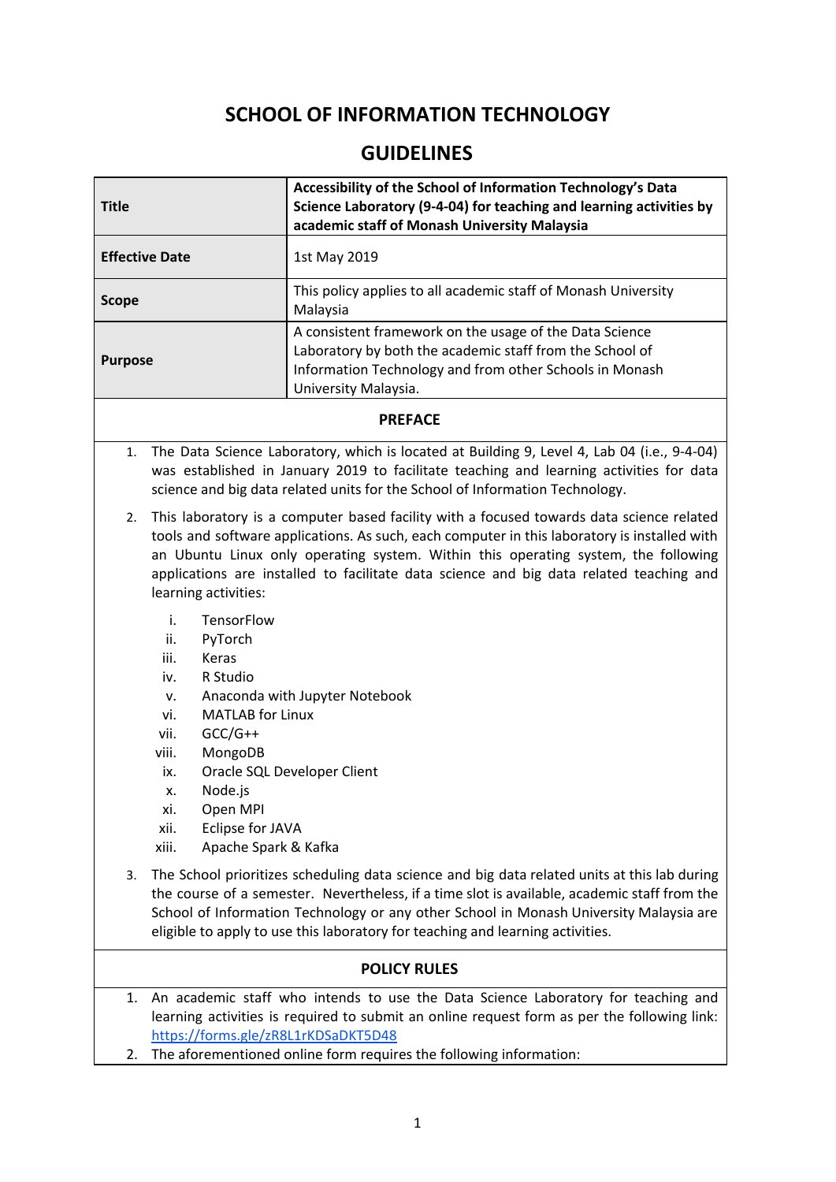# SCHOOL OF INFORMATION TECHNOLOGY

## GUIDELINES

| | |
|---|---|
| **Title** | **Accessibility of the School of Information Technology's Data Science Laboratory (9-4-04) for teaching and learning activities by academic staff of Monash University Malaysia** |
| **Effective Date** | 1st May 2019 |
| **Scope** | This policy applies to all academic staff of Monash University Malaysia |
| **Purpose** | A consistent framework on the usage of the Data Science Laboratory by both the academic staff from the School of Information Technology and from other Schools in Monash University Malaysia. |

### PREFACE

1. The Data Science Laboratory, which is located at Building 9, Level 4, Lab 04 (i.e., 9-4-04) was established in January 2019 to facilitate teaching and learning activities for data science and big data related units for the School of Information Technology.

2. This laboratory is a computer based facility with a focused towards data science related tools and software applications. As such, each computer in this laboratory is installed with an Ubuntu Linux only operating system. Within this operating system, the following applications are installed to facilitate data science and big data related teaching and learning activities:

   i. TensorFlow
   ii. PyTorch
   iii. Keras
   iv. R Studio
   v. Anaconda with Jupyter Notebook
   vi. MATLAB for Linux
   vii. GCC/G++
   viii. MongoDB
   ix. Oracle SQL Developer Client
   x. Node.js
   xi. Open MPI
   xii. Eclipse for JAVA
   xiii. Apache Spark & Kafka

3. The School prioritizes scheduling data science and big data related units at this lab during the course of a semester. Nevertheless, if a time slot is available, academic staff from the School of Information Technology or any other School in Monash University Malaysia are eligible to apply to use this laboratory for teaching and learning activities.

### POLICY RULES

1. An academic staff who intends to use the Data Science Laboratory for teaching and learning activities is required to submit an online request form as per the following link: https://forms.gle/zR8L1rKDSaDKT5D48
2. The aforementioned online form requires the following information: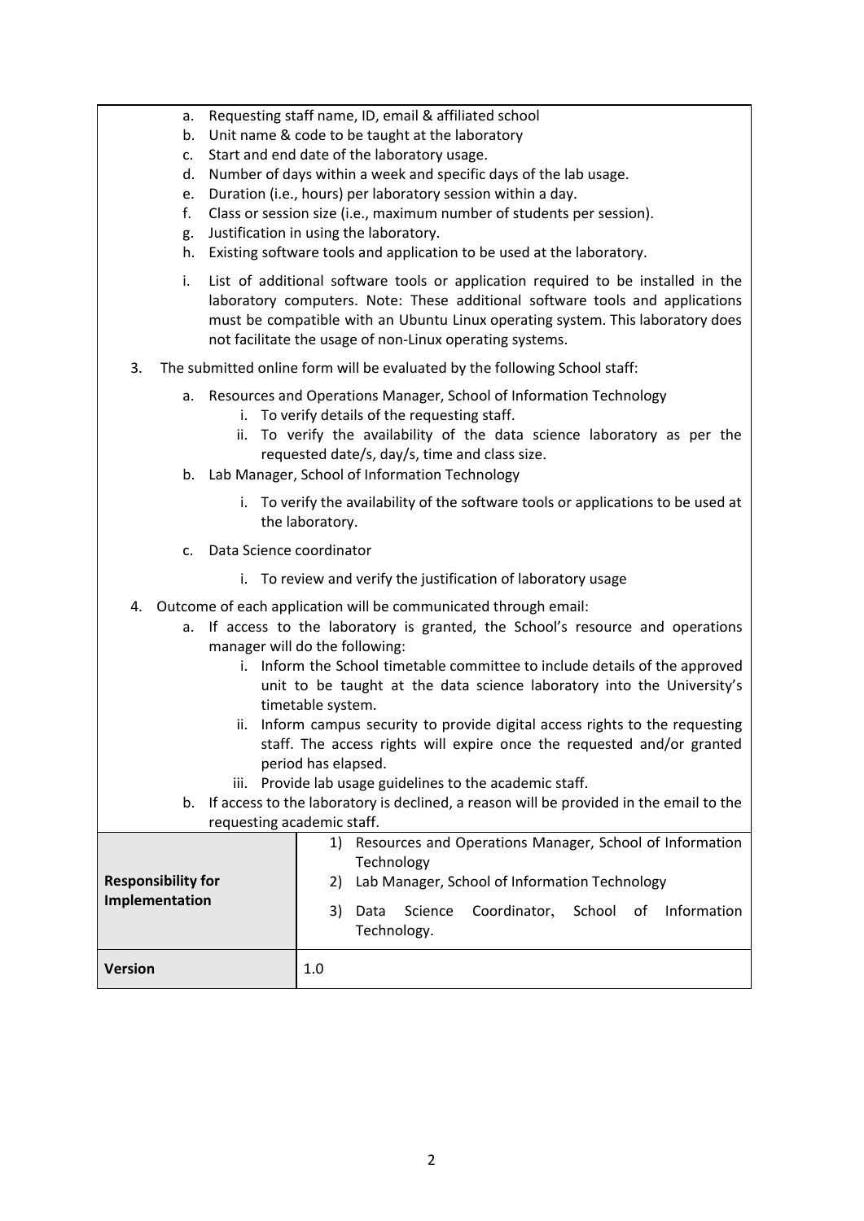a. Requesting staff name, ID, email & affiliated school
b. Unit name & code to be taught at the laboratory
c. Start and end date of the laboratory usage.
d. Number of days within a week and specific days of the lab usage.
e. Duration (i.e., hours) per laboratory session within a day.
f. Class or session size (i.e., maximum number of students per session).
g. Justification in using the laboratory.
h. Existing software tools and application to be used at the laboratory.
i. List of additional software tools or application required to be installed in the laboratory computers. Note: These additional software tools and applications must be compatible with an Ubuntu Linux operating system. This laboratory does not facilitate the usage of non-Linux operating systems.

3. The submitted online form will be evaluated by the following School staff:
   a. Resources and Operations Manager, School of Information Technology
      i. To verify details of the requesting staff.
      ii. To verify the availability of the data science laboratory as per the requested date/s, day/s, time and class size.
   b. Lab Manager, School of Information Technology
      i. To verify the availability of the software tools or applications to be used at the laboratory.
   c. Data Science coordinator
      i. To review and verify the justification of laboratory usage
4. Outcome of each application will be communicated through email:
   a. If access to the laboratory is granted, the School's resource and operations manager will do the following:
      i. Inform the School timetable committee to include details of the approved unit to be taught at the data science laboratory into the University's timetable system.
      ii. Inform campus security to provide digital access rights to the requesting staff. The access rights will expire once the requested and/or granted period has elapsed.
      iii. Provide lab usage guidelines to the academic staff.
   b. If access to the laboratory is declined, a reason will be provided in the email to the requesting academic staff.

| | |
|---|---|
| **Responsibility for Implementation** | 1) Resources and Operations Manager, School of Information Technology<br>2) Lab Manager, School of Information Technology<br>3) Data Science Coordinator, School of Information Technology. |
| **Version** | 1.0 |